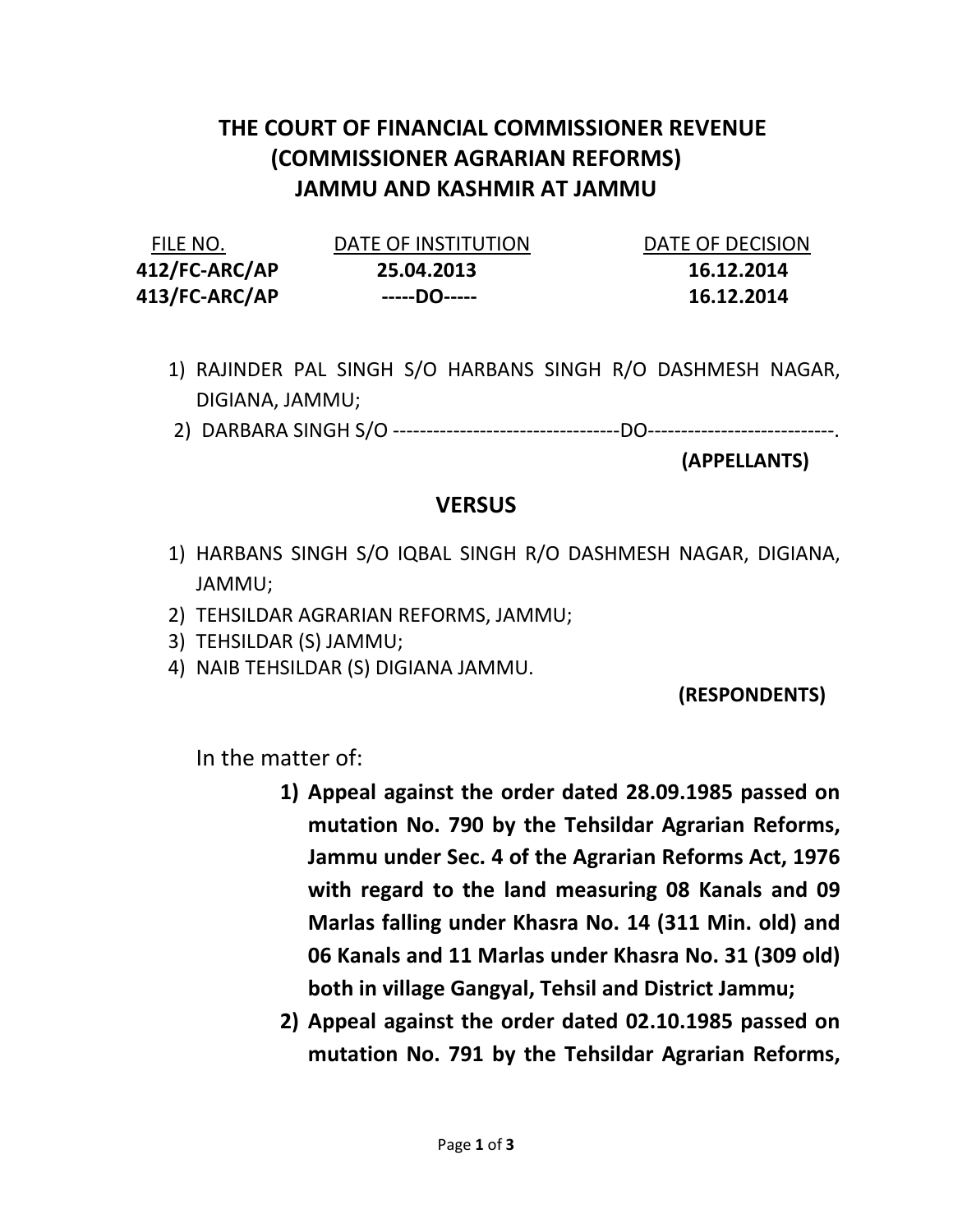# THE COURT OF FINANCIAL COMMISSIONER REVENUE (COMMISSIONER AGRARIAN REFORMS) JAMMU AND KASHMIR AT JAMMU

| FILE NO. | DATE OF INSTITUTION | DATE OF DECISION |
|---|---|---|
| **412/FC-ARC/AP** | **25.04.2013** | **16.12.2014** |
| **413/FC-ARC/AP** | **-----DO-----** | **16.12.2014** |

1) RAJINDER PAL SINGH S/O HARBANS SINGH R/O DASHMESH NAGAR, DIGIANA, JAMMU;
2) DARBARA SINGH S/O ----------------------------------DO----------------------------.

**(APPELLANTS)**

## VERSUS

1) HARBANS SINGH S/O IQBAL SINGH R/O DASHMESH NAGAR, DIGIANA, JAMMU;
2) TEHSILDAR AGRARIAN REFORMS, JAMMU;
3) TEHSILDAR (S) JAMMU;
4) NAIB TEHSILDAR (S) DIGIANA JAMMU.

**(RESPONDENTS)**

In the matter of:

1) **Appeal against the order dated 28.09.1985 passed on mutation No. 790 by the Tehsildar Agrarian Reforms, Jammu under Sec. 4 of the Agrarian Reforms Act, 1976 with regard to the land measuring 08 Kanals and 09 Marlas falling under Khasra No. 14 (311 Min. old) and 06 Kanals and 11 Marlas under Khasra No. 31 (309 old) both in village Gangyal, Tehsil and District Jammu;**
2) **Appeal against the order dated 02.10.1985 passed on mutation No. 791 by the Tehsildar Agrarian Reforms,**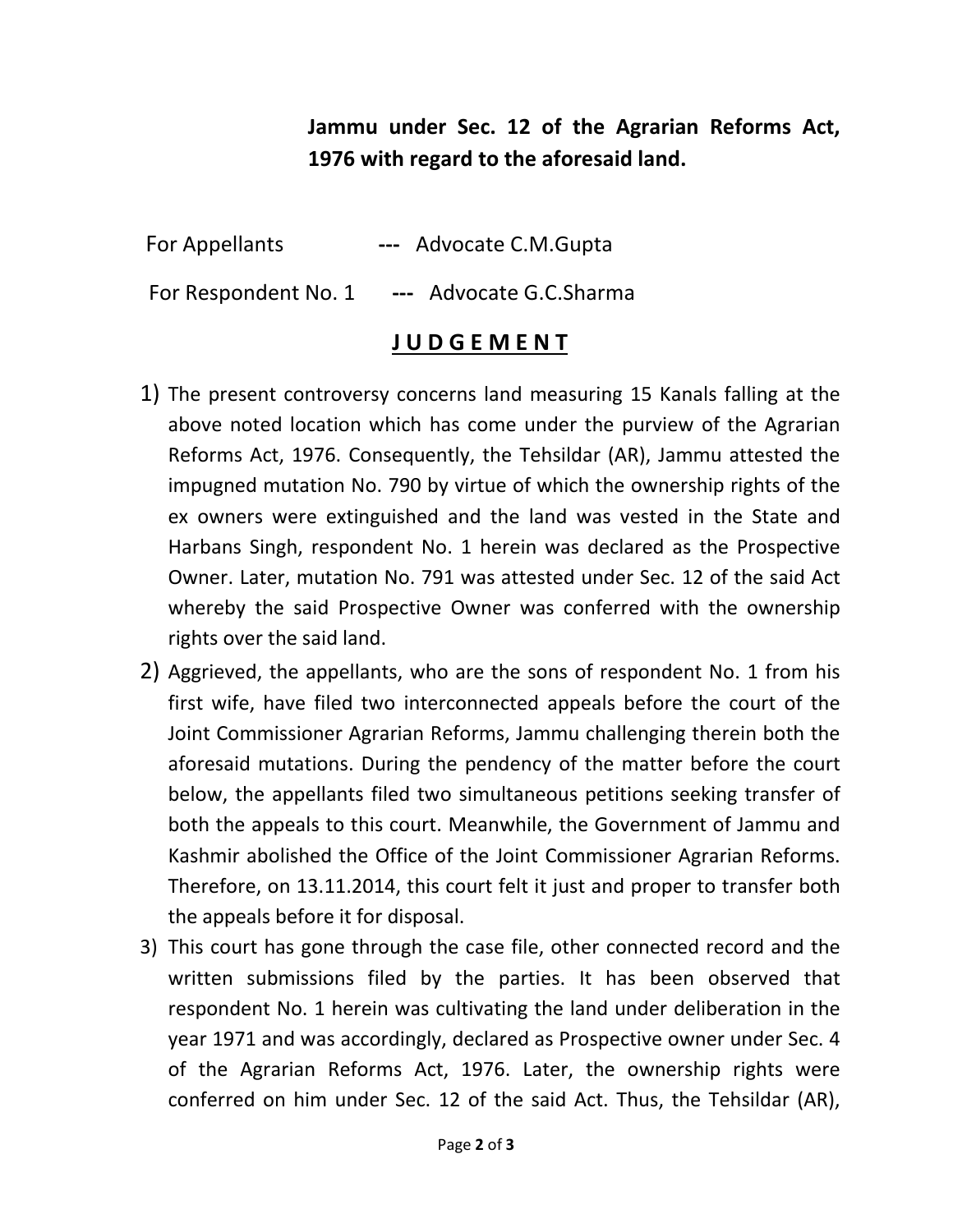**Jammu under Sec. 12 of the Agrarian Reforms Act, 1976 with regard to the aforesaid land.**

For Appellants --- Advocate C.M.Gupta

For Respondent No. 1 --- Advocate G.C.Sharma

## J U D G E M E N T

1) The present controversy concerns land measuring 15 Kanals falling at the above noted location which has come under the purview of the Agrarian Reforms Act, 1976. Consequently, the Tehsildar (AR), Jammu attested the impugned mutation No. 790 by virtue of which the ownership rights of the ex owners were extinguished and the land was vested in the State and Harbans Singh, respondent No. 1 herein was declared as the Prospective Owner. Later, mutation No. 791 was attested under Sec. 12 of the said Act whereby the said Prospective Owner was conferred with the ownership rights over the said land.

2) Aggrieved, the appellants, who are the sons of respondent No. 1 from his first wife, have filed two interconnected appeals before the court of the Joint Commissioner Agrarian Reforms, Jammu challenging therein both the aforesaid mutations. During the pendency of the matter before the court below, the appellants filed two simultaneous petitions seeking transfer of both the appeals to this court. Meanwhile, the Government of Jammu and Kashmir abolished the Office of the Joint Commissioner Agrarian Reforms. Therefore, on 13.11.2014, this court felt it just and proper to transfer both the appeals before it for disposal.

3) This court has gone through the case file, other connected record and the written submissions filed by the parties. It has been observed that respondent No. 1 herein was cultivating the land under deliberation in the year 1971 and was accordingly, declared as Prospective owner under Sec. 4 of the Agrarian Reforms Act, 1976. Later, the ownership rights were conferred on him under Sec. 12 of the said Act. Thus, the Tehsildar (AR),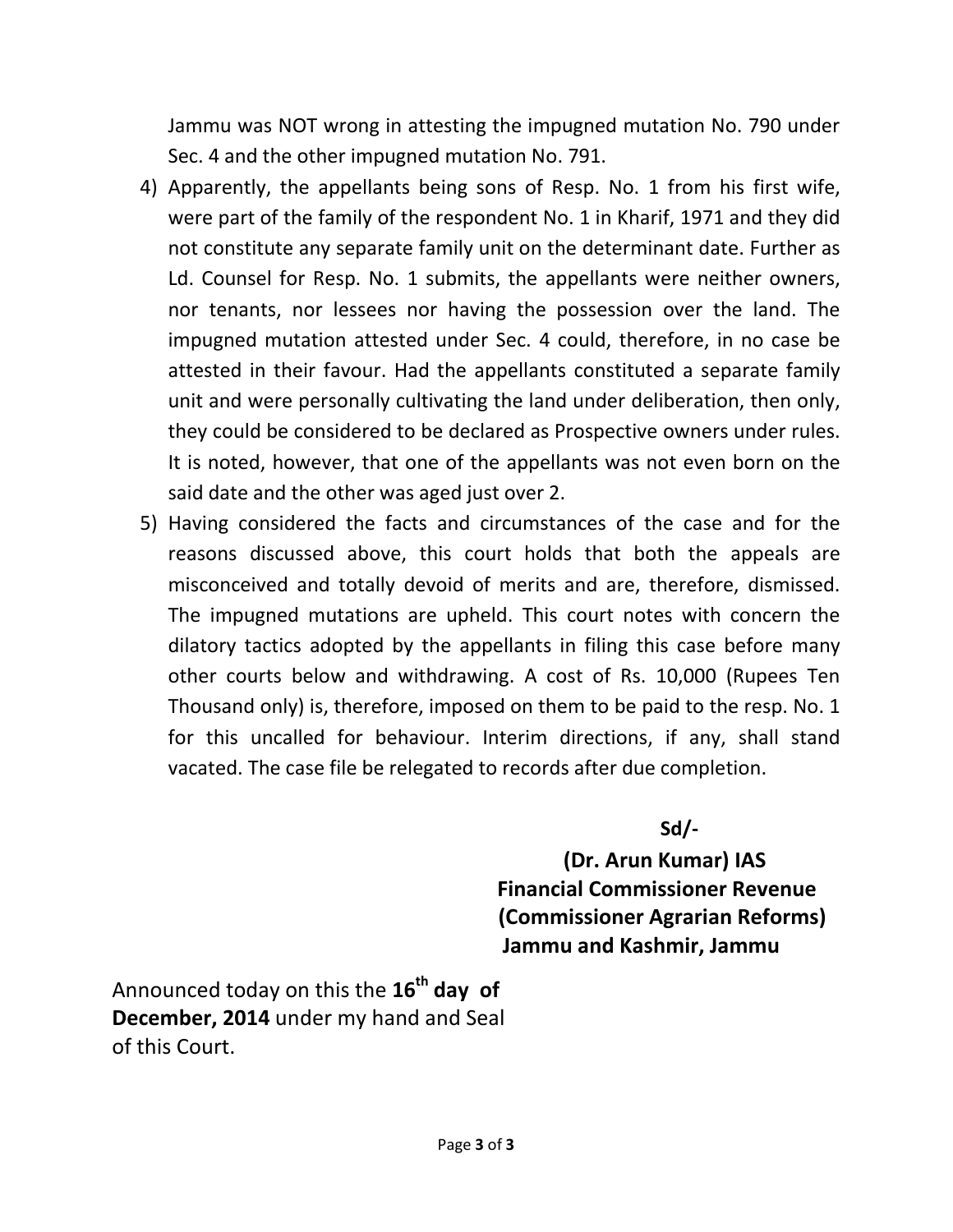Jammu was NOT wrong in attesting the impugned mutation No. 790 under Sec. 4 and the other impugned mutation No. 791.

4) Apparently, the appellants being sons of Resp. No. 1 from his first wife, were part of the family of the respondent No. 1 in Kharif, 1971 and they did not constitute any separate family unit on the determinant date. Further as Ld. Counsel for Resp. No. 1 submits, the appellants were neither owners, nor tenants, nor lessees nor having the possession over the land. The impugned mutation attested under Sec. 4 could, therefore, in no case be attested in their favour. Had the appellants constituted a separate family unit and were personally cultivating the land under deliberation, then only, they could be considered to be declared as Prospective owners under rules. It is noted, however, that one of the appellants was not even born on the said date and the other was aged just over 2.

5) Having considered the facts and circumstances of the case and for the reasons discussed above, this court holds that both the appeals are misconceived and totally devoid of merits and are, therefore, dismissed. The impugned mutations are upheld. This court notes with concern the dilatory tactics adopted by the appellants in filing this case before many other courts below and withdrawing. A cost of Rs. 10,000 (Rupees Ten Thousand only) is, therefore, imposed on them to be paid to the resp. No. 1 for this uncalled for behaviour. Interim directions, if any, shall stand vacated. The case file be relegated to records after due completion.

**Sd/-**

**(Dr. Arun Kumar) IAS**
**Financial Commissioner Revenue**
**(Commissioner Agrarian Reforms)**
**Jammu and Kashmir, Jammu**

Announced today on this the **16th day of December, 2014** under my hand and Seal of this Court.